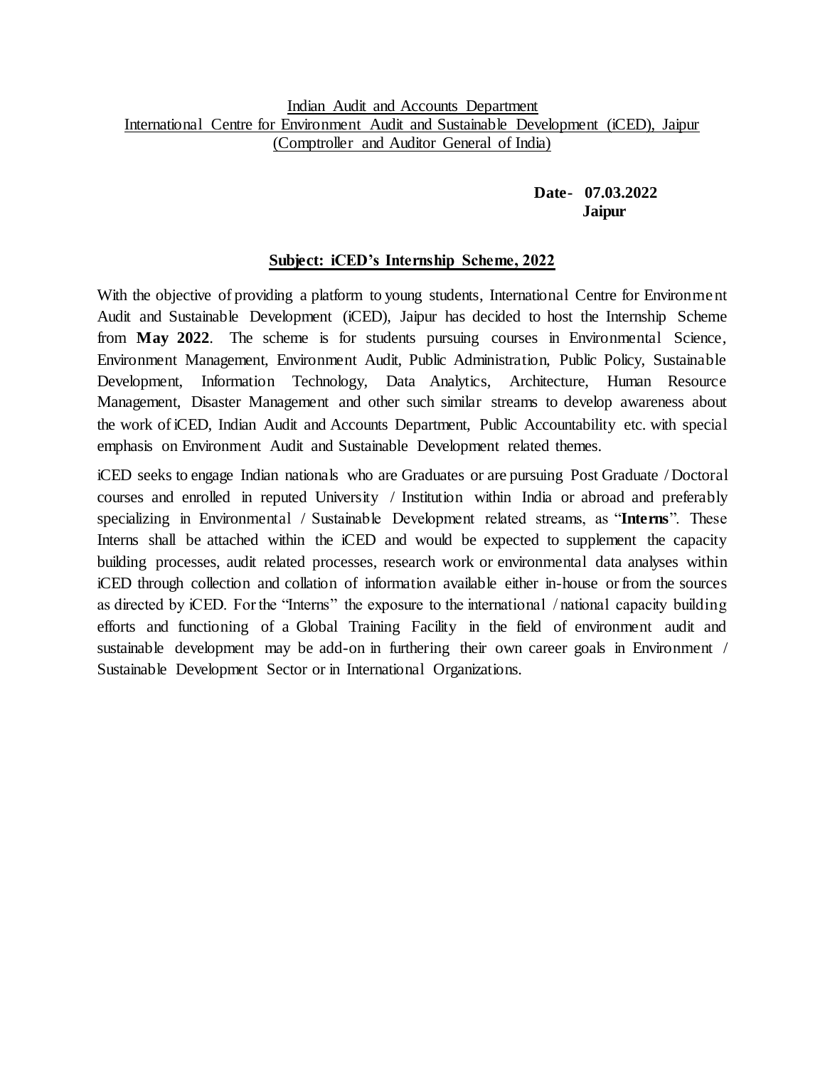Indian Audit and Accounts Department
International Centre for Environment Audit and Sustainable Development (iCED), Jaipur
(Comptroller and Auditor General of India)

**Date- 07.03.2022**
**Jaipur**

## Subject: iCED's Internship Scheme, 2022

With the objective of providing a platform to young students, International Centre for Environment Audit and Sustainable Development (iCED), Jaipur has decided to host the Internship Scheme from **May 2022**. The scheme is for students pursuing courses in Environmental Science, Environment Management, Environment Audit, Public Administration, Public Policy, Sustainable Development, Information Technology, Data Analytics, Architecture, Human Resource Management, Disaster Management and other such similar streams to develop awareness about the work of iCED, Indian Audit and Accounts Department, Public Accountability etc. with special emphasis on Environment Audit and Sustainable Development related themes.

iCED seeks to engage Indian nationals who are Graduates or are pursuing Post Graduate / Doctoral courses and enrolled in reputed University / Institution within India or abroad and preferably specializing in Environmental / Sustainable Development related streams, as "**Interns**". These Interns shall be attached within the iCED and would be expected to supplement the capacity building processes, audit related processes, research work or environmental data analyses within iCED through collection and collation of information available either in-house or from the sources as directed by iCED. For the "Interns" the exposure to the international / national capacity building efforts and functioning of a Global Training Facility in the field of environment audit and sustainable development may be add-on in furthering their own career goals in Environment / Sustainable Development Sector or in International Organizations.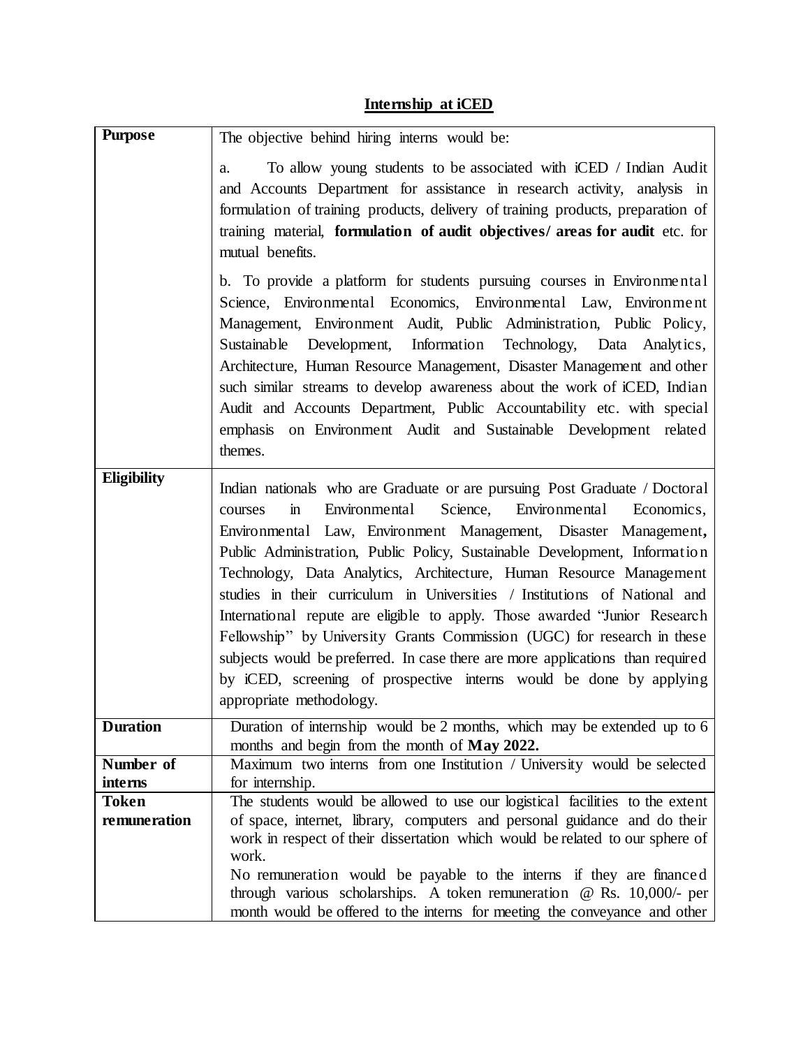## Internship at iCED

| | |
|---|---|
| **Purpose** | The objective behind hiring interns would be:<br><br>a. To allow young students to be associated with iCED / Indian Audit and Accounts Department for assistance in research activity, analysis in formulation of training products, delivery of training products, preparation of training material, **formulation of audit objectives/ areas for audit** etc. for mutual benefits.<br><br>b. To provide a platform for students pursuing courses in Environmental Science, Environmental Economics, Environmental Law, Environment Management, Environment Audit, Public Administration, Public Policy, Sustainable Development, Information Technology, Data Analytics, Architecture, Human Resource Management, Disaster Management and other such similar streams to develop awareness about the work of iCED, Indian Audit and Accounts Department, Public Accountability etc. with special emphasis on Environment Audit and Sustainable Development related themes. |
| **Eligibility** | Indian nationals who are Graduate or are pursuing Post Graduate / Doctoral courses in Environmental Science, Environmental Economics, Environmental Law, Environment Management, Disaster Management**,** Public Administration, Public Policy, Sustainable Development, Information Technology, Data Analytics, Architecture, Human Resource Management studies in their curriculum in Universities / Institutions of National and International repute are eligible to apply. Those awarded "Junior Research Fellowship" by University Grants Commission (UGC) for research in these subjects would be preferred. In case there are more applications than required by iCED, screening of prospective interns would be done by applying appropriate methodology. |
| **Duration** | Duration of internship would be 2 months, which may be extended up to 6 months and begin from the month of **May 2022.** |
| **Number of interns** | Maximum two interns from one Institution / University would be selected for internship. |
| **Token remuneration** | The students would be allowed to use our logistical facilities to the extent of space, internet, library, computers and personal guidance and do their work in respect of their dissertation which would be related to our sphere of work.<br>No remuneration would be payable to the interns if they are financed through various scholarships. A token remuneration @ Rs. 10,000/- per month would be offered to the interns for meeting the conveyance and other |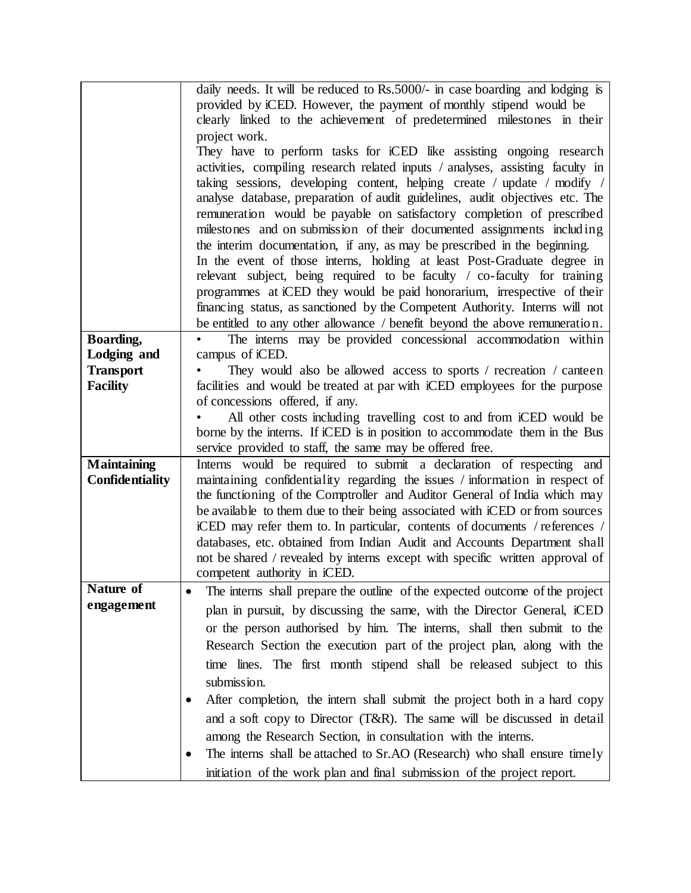| | |
|---|---|
| | daily needs. It will be reduced to Rs.5000/- in case boarding and lodging is provided by iCED. However, the payment of monthly stipend would be clearly linked to the achievement of predetermined milestones in their project work.<br>They have to perform tasks for iCED like assisting ongoing research activities, compiling research related inputs / analyses, assisting faculty in taking sessions, developing content, helping create / update / modify / analyse database, preparation of audit guidelines, audit objectives etc. The remuneration would be payable on satisfactory completion of prescribed milestones and on submission of their documented assignments including the interim documentation, if any, as may be prescribed in the beginning.<br>In the event of those interns, holding at least Post-Graduate degree in relevant subject, being required to be faculty / co-faculty for training programmes at iCED they would be paid honorarium, irrespective of their financing status, as sanctioned by the Competent Authority. Interns will not be entitled to any other allowance / benefit beyond the above remuneration. |
| **Boarding, Lodging and Transport Facility** | • The interns may be provided concessional accommodation within campus of iCED.<br>• They would also be allowed access to sports / recreation / canteen facilities and would be treated at par with iCED employees for the purpose of concessions offered, if any.<br>• All other costs including travelling cost to and from iCED would be borne by the interns. If iCED is in position to accommodate them in the Bus service provided to staff, the same may be offered free. |
| **Maintaining Confidentiality** | Interns would be required to submit a declaration of respecting and maintaining confidentiality regarding the issues / information in respect of the functioning of the Comptroller and Auditor General of India which may be available to them due to their being associated with iCED or from sources iCED may refer them to. In particular, contents of documents / references / databases, etc. obtained from Indian Audit and Accounts Department shall not be shared / revealed by interns except with specific written approval of competent authority in iCED. |
| **Nature of engagement** | • The interns shall prepare the outline of the expected outcome of the project plan in pursuit, by discussing the same, with the Director General, iCED or the person authorised by him. The interns, shall then submit to the Research Section the execution part of the project plan, along with the time lines. The first month stipend shall be released subject to this submission.<br>• After completion, the intern shall submit the project both in a hard copy and a soft copy to Director (T&R). The same will be discussed in detail among the Research Section, in consultation with the interns.<br>• The interns shall be attached to Sr.AO (Research) who shall ensure timely initiation of the work plan and final submission of the project report. |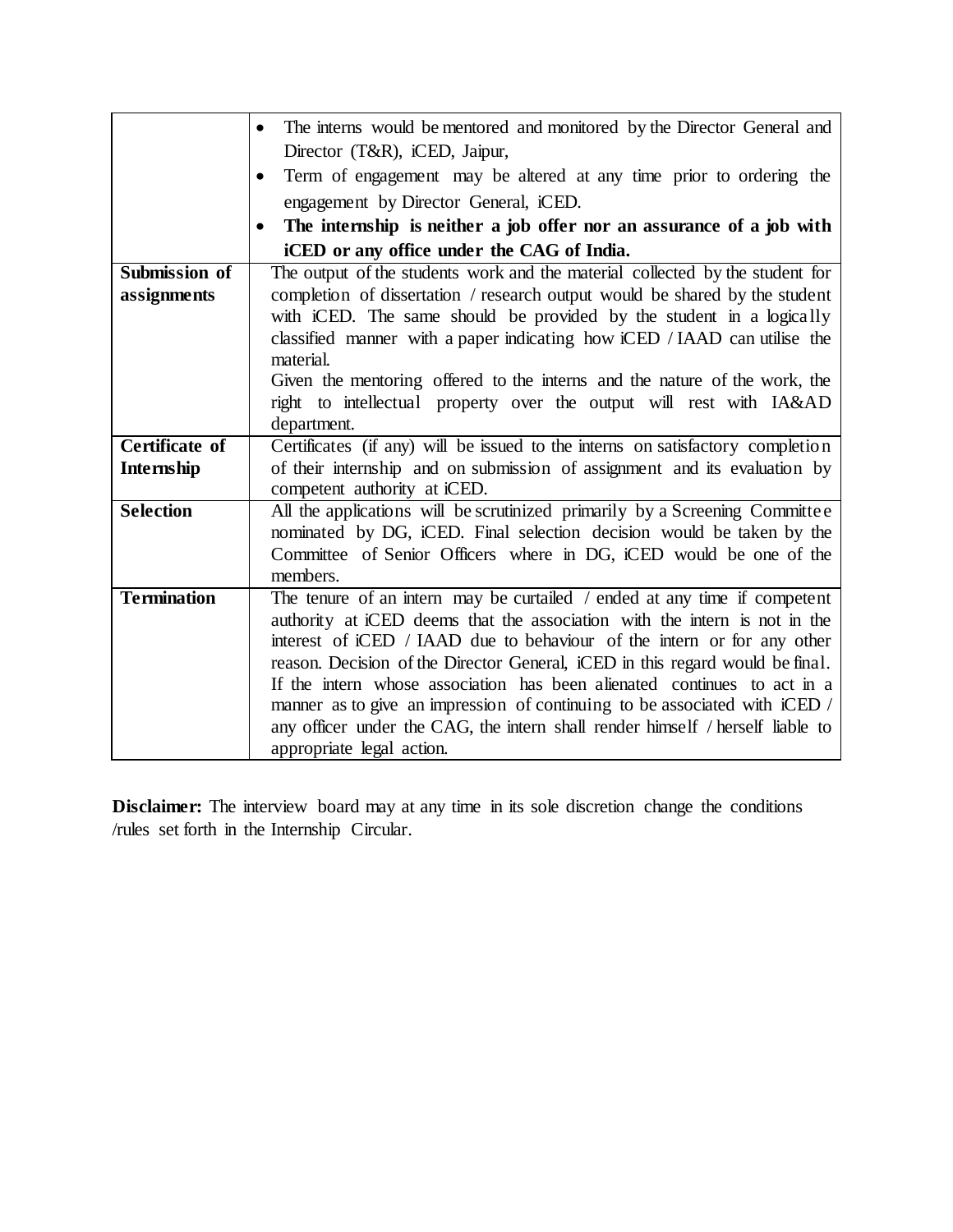| | |
|---|---|
| | • The interns would be mentored and monitored by the Director General and Director (T&R), iCED, Jaipur,<br>• Term of engagement may be altered at any time prior to ordering the engagement by Director General, iCED.<br>• **The internship is neither a job offer nor an assurance of a job with iCED or any office under the CAG of India.** |
| **Submission of assignments** | The output of the students work and the material collected by the student for completion of dissertation / research output would be shared by the student with iCED. The same should be provided by the student in a logically classified manner with a paper indicating how iCED / IAAD can utilise the material.<br>Given the mentoring offered to the interns and the nature of the work, the right to intellectual property over the output will rest with IA&AD department. |
| **Certificate of Internship** | Certificates (if any) will be issued to the interns on satisfactory completion of their internship and on submission of assignment and its evaluation by competent authority at iCED. |
| **Selection** | All the applications will be scrutinized primarily by a Screening Committee nominated by DG, iCED. Final selection decision would be taken by the Committee of Senior Officers where in DG, iCED would be one of the members. |
| **Termination** | The tenure of an intern may be curtailed / ended at any time if competent authority at iCED deems that the association with the intern is not in the interest of iCED / IAAD due to behaviour of the intern or for any other reason. Decision of the Director General, iCED in this regard would be final. If the intern whose association has been alienated continues to act in a manner as to give an impression of continuing to be associated with iCED / any officer under the CAG, the intern shall render himself / herself liable to appropriate legal action. |

**Disclaimer:** The interview board may at any time in its sole discretion change the conditions /rules set forth in the Internship Circular.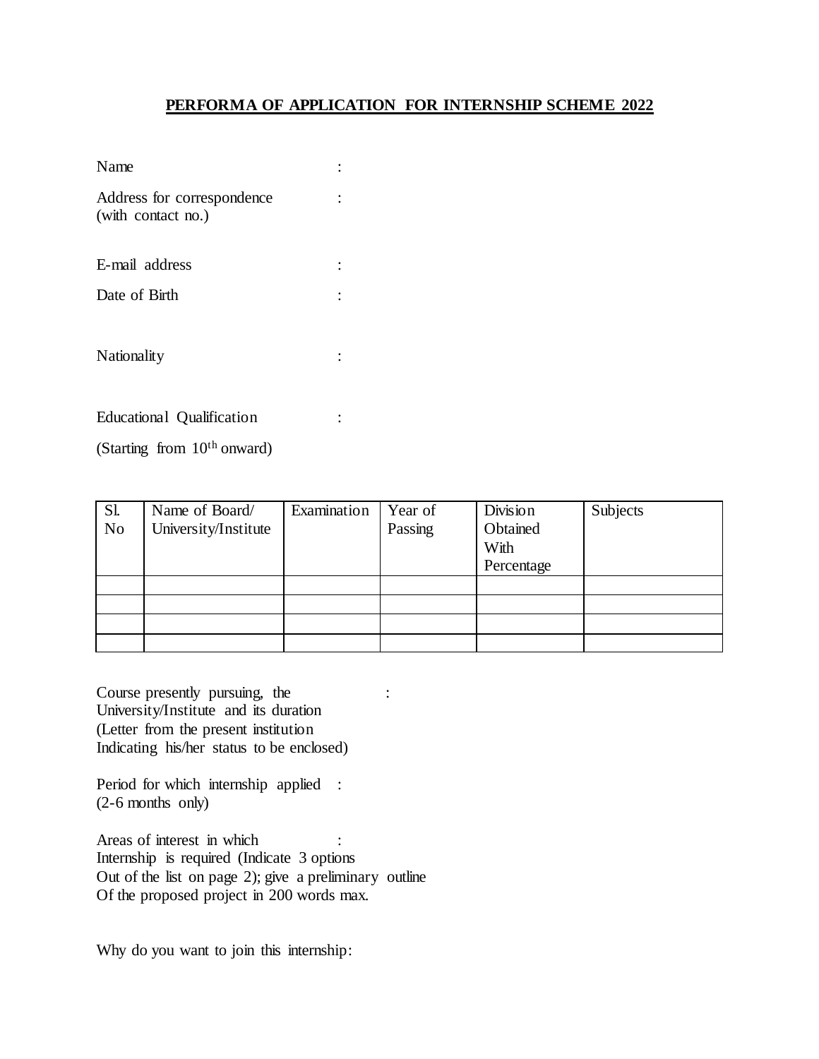**PERFORMA OF APPLICATION FOR INTERNSHIP SCHEME 2022**

Name :

Address for correspondence (with contact no.) :

E-mail address :

Date of Birth :

Nationality :

Educational Qualification :

(Starting from 10th onward)

| Sl. No | Name of Board/ University/Institute | Examination | Year of Passing | Division Obtained With Percentage | Subjects |
|---|---|---|---|---|---|
| | | | | | |
| | | | | | |
| | | | | | |
| | | | | | |

Course presently pursuing, the University/Institute and its duration (Letter from the present institution Indicating his/her status to be enclosed) :

Period for which internship applied (2-6 months only) :

Areas of interest in which Internship is required (Indicate 3 options Out of the list on page 2); give a preliminary outline Of the proposed project in 200 words max. :

Why do you want to join this internship: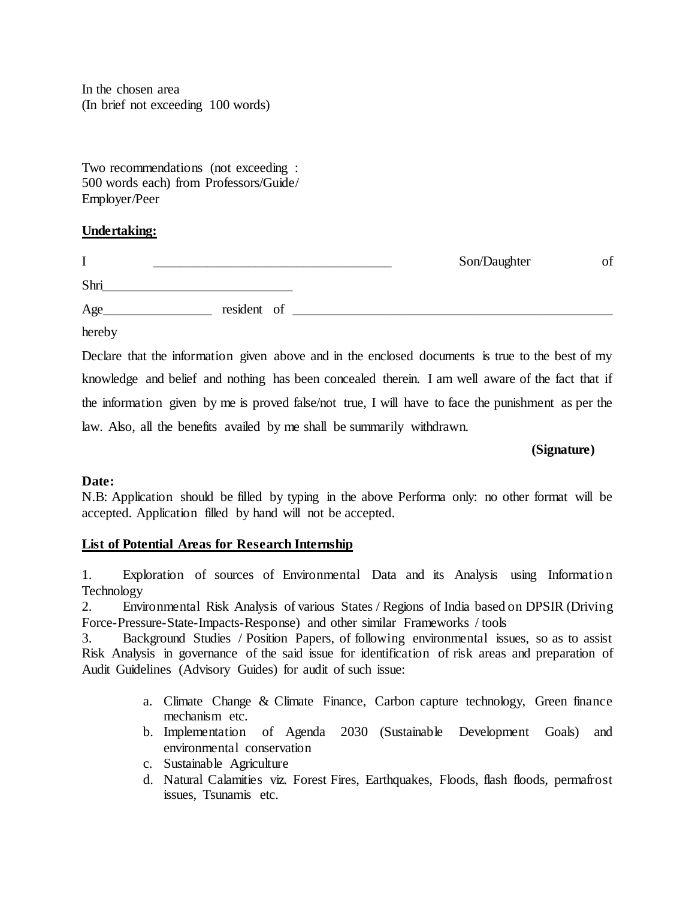In the chosen area
(In brief not exceeding 100 words)

Two recommendations (not exceeding :
500 words each) from Professors/Guide/
Employer/Peer

**<u>Undertaking:</u>**

I ___________________________________ Son/Daughter of

Shri___________________________

Age________________ resident of _______________________________________________

hereby

Declare that the information given above and in the enclosed documents is true to the best of my knowledge and belief and nothing has been concealed therein. I am well aware of the fact that if the information given by me is proved false/not true, I will have to face the punishment as per the law. Also, all the benefits availed by me shall be summarily withdrawn.

**(Signature)**

**Date:**

N.B: Application should be filled by typing in the above Performa only: no other format will be accepted. Application filled by hand will not be accepted.

**<u>List of Potential Areas for Research Internship</u>**

1. Exploration of sources of Environmental Data and its Analysis using Information Technology
2. Environmental Risk Analysis of various States / Regions of India based on DPSIR (Driving Force-Pressure-State-Impacts-Response) and other similar Frameworks / tools
3. Background Studies / Position Papers, of following environmental issues, so as to assist Risk Analysis in governance of the said issue for identification of risk areas and preparation of Audit Guidelines (Advisory Guides) for audit of such issue:

   a. Climate Change & Climate Finance, Carbon capture technology, Green finance mechanism etc.
   b. Implementation of Agenda 2030 (Sustainable Development Goals) and environmental conservation
   c. Sustainable Agriculture
   d. Natural Calamities viz. Forest Fires, Earthquakes, Floods, flash floods, permafrost issues, Tsunamis etc.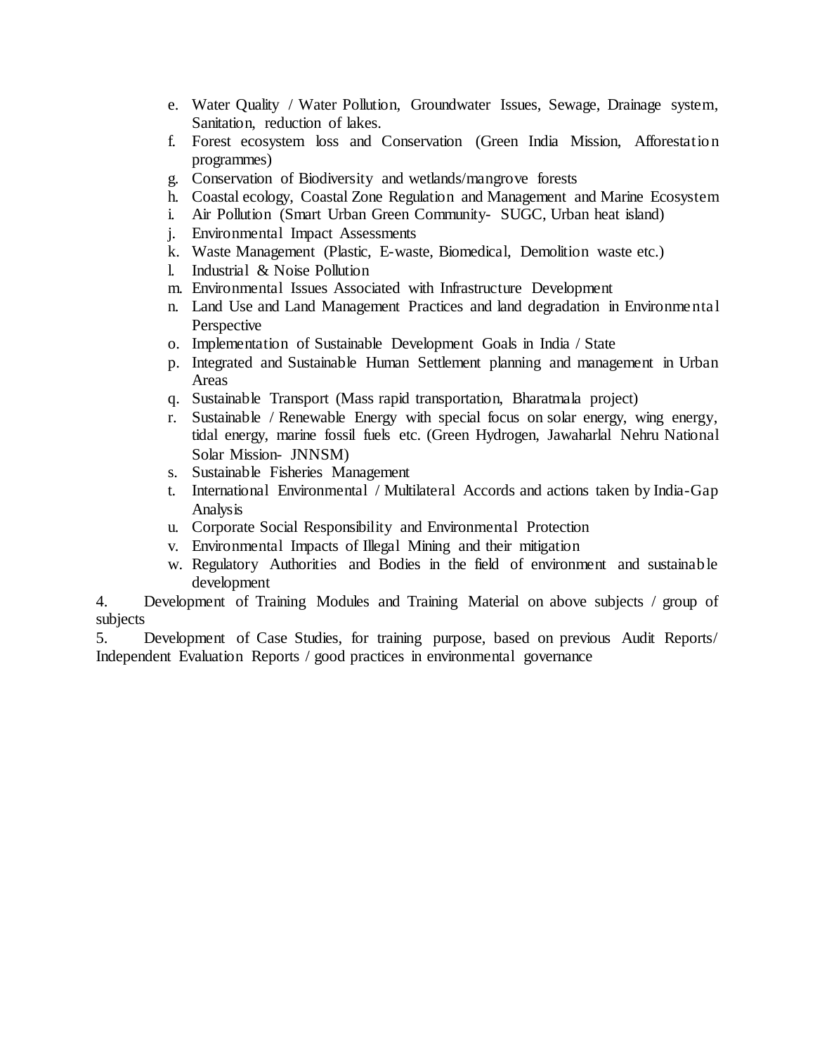e. Water Quality / Water Pollution, Groundwater Issues, Sewage, Drainage system, Sanitation, reduction of lakes.
f. Forest ecosystem loss and Conservation (Green India Mission, Afforestation programmes)
g. Conservation of Biodiversity and wetlands/mangrove forests
h. Coastal ecology, Coastal Zone Regulation and Management and Marine Ecosystem
i. Air Pollution (Smart Urban Green Community- SUGC, Urban heat island)
j. Environmental Impact Assessments
k. Waste Management (Plastic, E-waste, Biomedical, Demolition waste etc.)
l. Industrial & Noise Pollution
m. Environmental Issues Associated with Infrastructure Development
n. Land Use and Land Management Practices and land degradation in Environmental Perspective
o. Implementation of Sustainable Development Goals in India / State
p. Integrated and Sustainable Human Settlement planning and management in Urban Areas
q. Sustainable Transport (Mass rapid transportation, Bharatmala project)
r. Sustainable / Renewable Energy with special focus on solar energy, wing energy, tidal energy, marine fossil fuels etc. (Green Hydrogen, Jawaharlal Nehru National Solar Mission- JNNSM)
s. Sustainable Fisheries Management
t. International Environmental / Multilateral Accords and actions taken by India-Gap Analysis
u. Corporate Social Responsibility and Environmental Protection
v. Environmental Impacts of Illegal Mining and their mitigation
w. Regulatory Authorities and Bodies in the field of environment and sustainable development

4. Development of Training Modules and Training Material on above subjects / group of subjects

5. Development of Case Studies, for training purpose, based on previous Audit Reports/ Independent Evaluation Reports / good practices in environmental governance